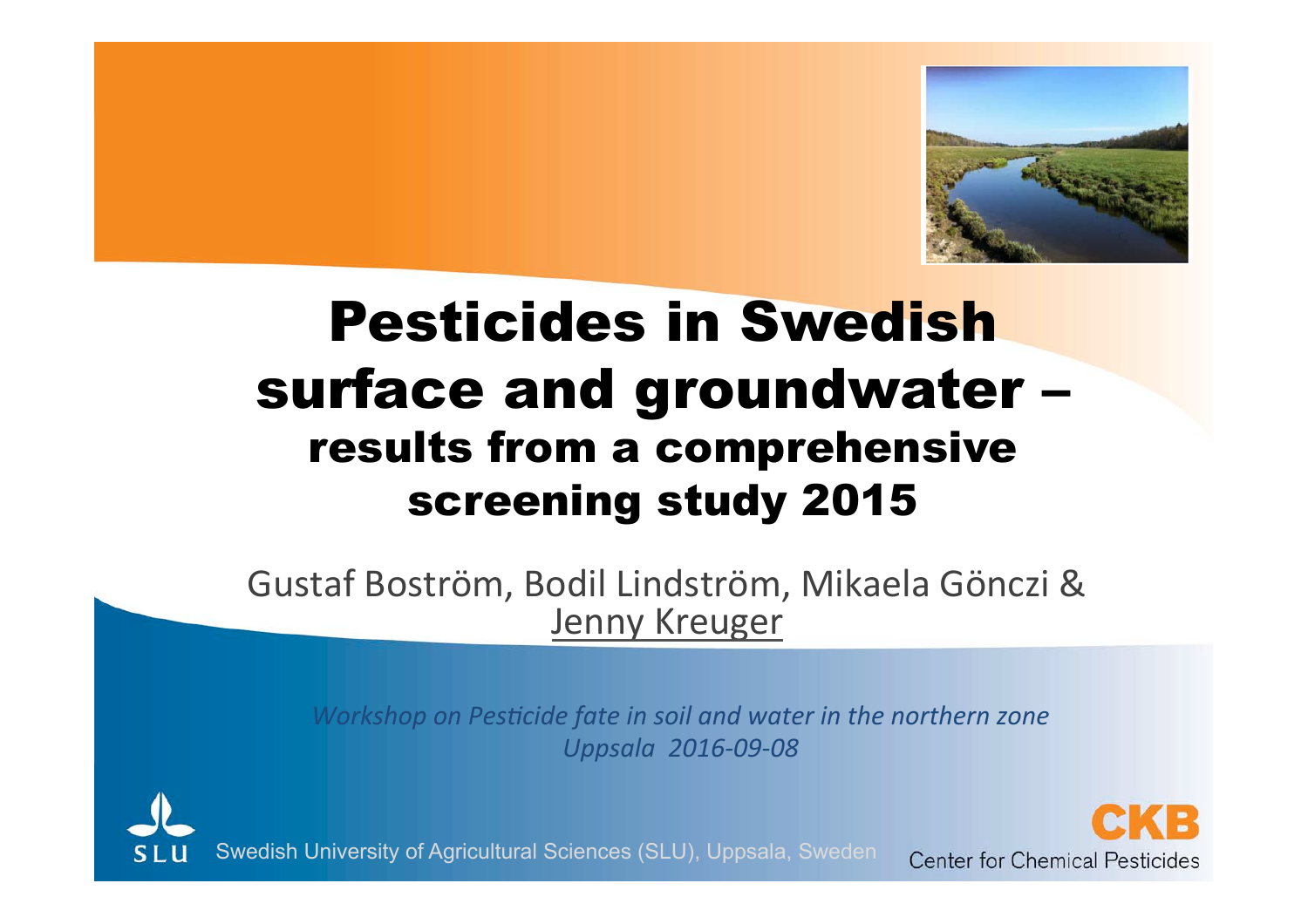# Pesticides in Swedish surface and groundwater –

## results from a comprehensive screening study 2015

Gustaf Boström, Bodil Lindström, Mikaela Gönczi & Jenny Kreuger

*Workshop on Pesticide fate in soil and water in the northern zone*
*Uppsala 2016-09-08*

SLU Swedish University of Agricultural Sciences (SLU), Uppsala, Sweden

CKB Center for Chemical Pesticides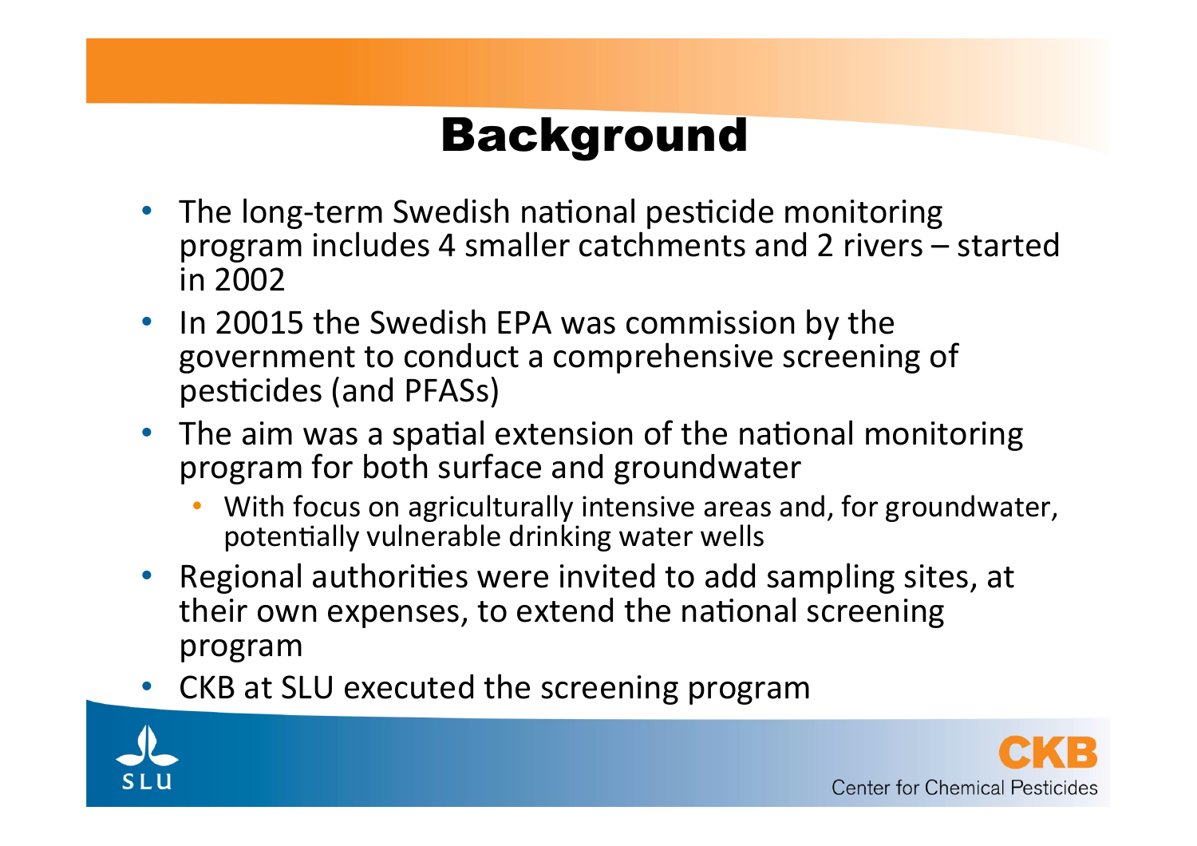# Background

- The long-term Swedish national pesticide monitoring program includes 4 smaller catchments and 2 rivers – started in 2002
- In 20015 the Swedish EPA was commission by the government to conduct a comprehensive screening of pesticides (and PFASs)
- The aim was a spatial extension of the national monitoring program for both surface and groundwater
  - With focus on agriculturally intensive areas and, for groundwater, potentially vulnerable drinking water wells
- Regional authorities were invited to add sampling sites, at their own expenses, to extend the national screening program
- CKB at SLU executed the screening program

SLU

CKB
Center for Chemical Pesticides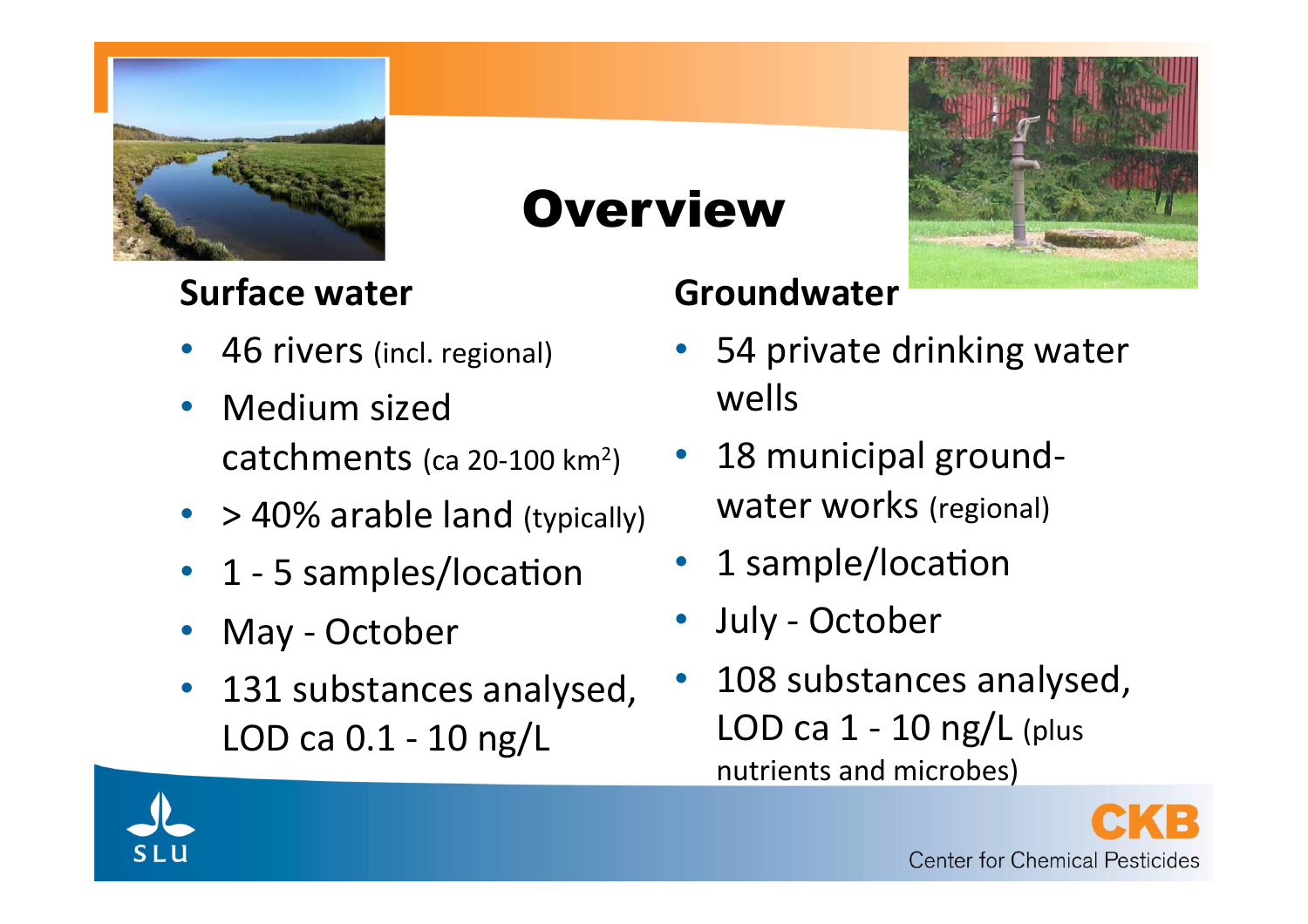# Overview

## Surface water

- 46 rivers (incl. regional)
- Medium sized catchments (ca 20-100 $km^2$)
- > 40% arable land (typically)
- 1 - 5 samples/location
- May - October
- 131 substances analysed, LOD ca 0.1 - 10 ng/L

## Groundwater

- 54 private drinking water wells
- 18 municipal ground-water works (regional)
- 1 sample/location
- July - October
- 108 substances analysed, LOD ca 1 - 10 ng/L (plus nutrients and microbes)

SLU

CKB Center for Chemical Pesticides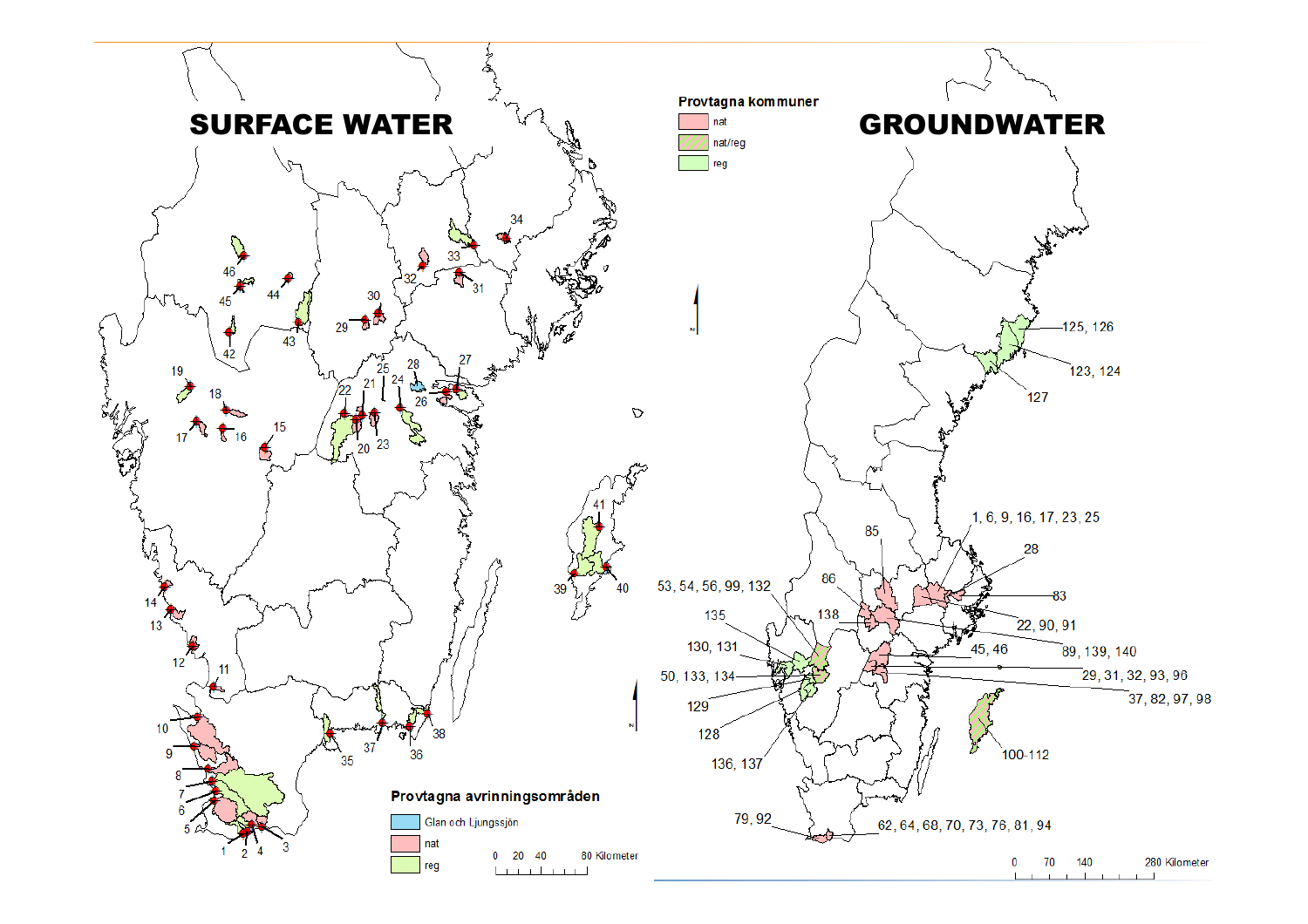SURFACE WATER

46
45
44
43
42
30
29
32
33
34
31
19
18
17
16
15
22
21
25
24
28
27
26
20
23
41
39
40
14
13
12
11
10
9
8
7
6
5
1
2
4
3
35
37
36
38

Provtagna avrinningsområden

Glan och Ljungssjön

nat

reg

0 20 40 80 Kilometer

Provtagna kommuner

nat

nat/reg

reg

GROUNDWATER

125, 126

123, 124

127

1, 6, 9, 16, 17, 23, 25

85

28

86

83

53, 54, 56, 99, 132

138

22, 90, 91

135

89, 139, 140

130, 131

45, 46

50, 133, 134

29, 31, 32, 93, 96

129

37, 82, 97, 98

128

100-112

136, 137

79, 92

62, 64, 68, 70, 73, 76, 81, 94

0 70 140 280 Kilometer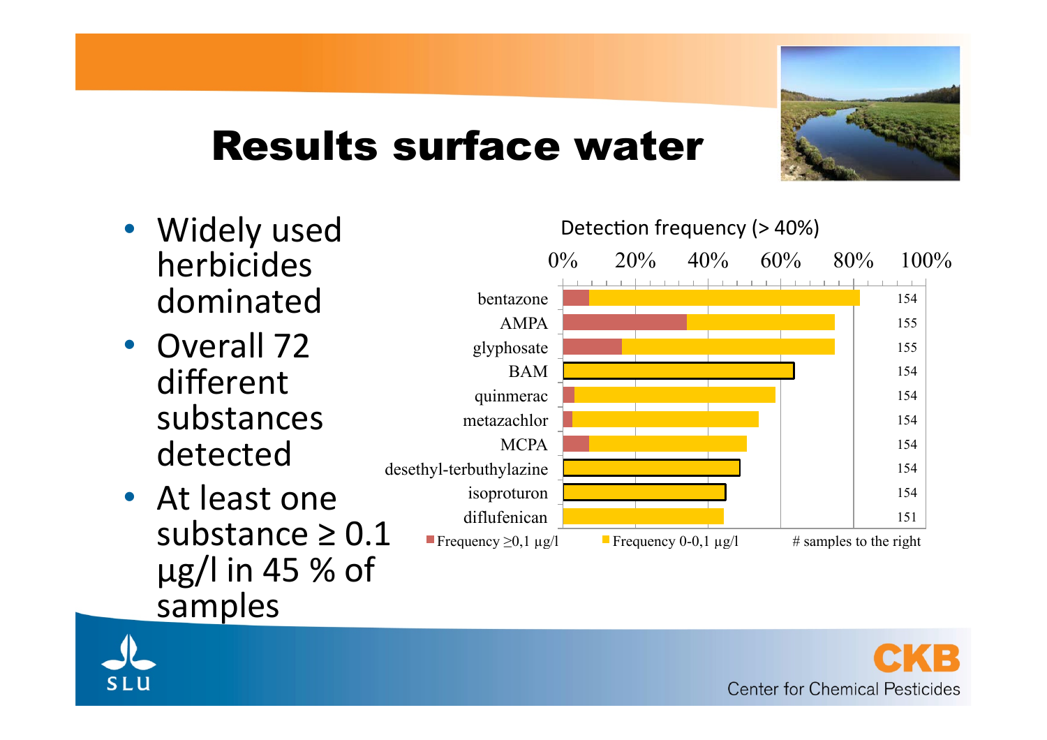# Results surface water

- Widely used herbicides dominated
- Overall 72 different substances detected
- At least one substance ≥ 0.1 µg/l in 45 % of samples

Detection frequency (> 40%)

0% 20% 40% 60% 80% 100%

bentazone 154
AMPA 155
glyphosate 155
BAM 154
quinmerac 154
metazachlor 154
MCPA 154
desethyl-terbuthylazine 154
isoproturon 154
diflufenican 151

Frequency ≥0,1 µg/l
Frequency 0-0,1 µg/l
# samples to the right

SLU

CKB Center for Chemical Pesticides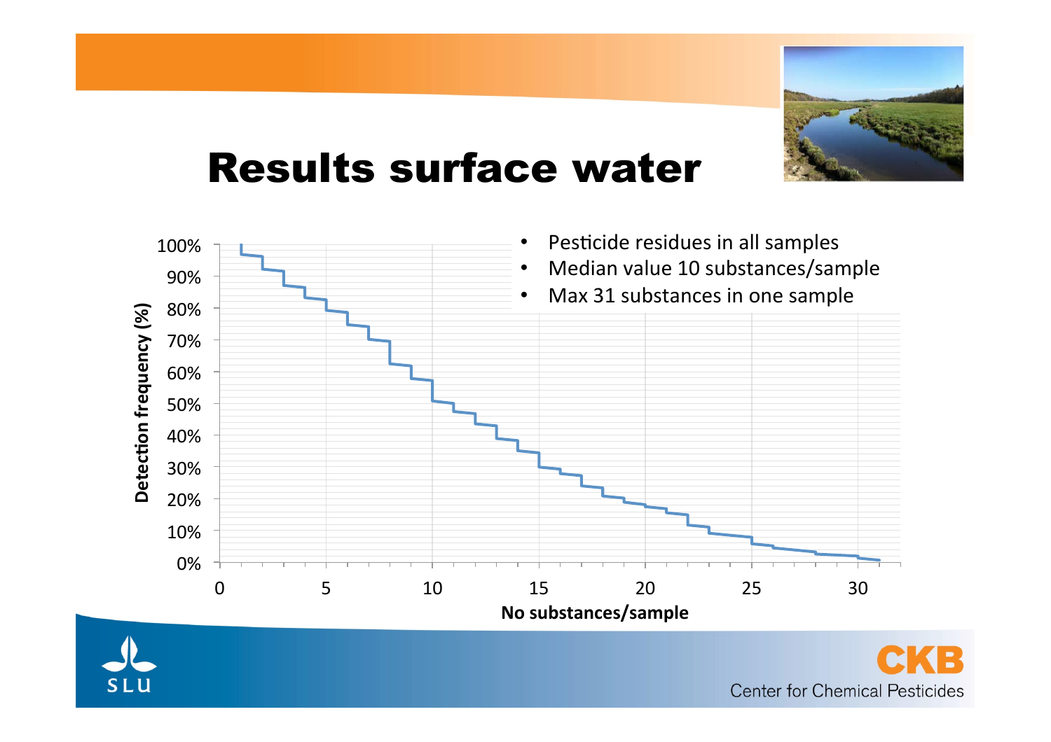# Results surface water

- Pesticide residues in all samples
- Median value 10 substances/sample
- Max 31 substances in one sample

Detection frequency (%)

100%
90%
80%
70%
60%
50%
40%
30%
20%
10%
0%

0
5
10
15
20
25
30

No substances/sample

SLU

CKB
Center for Chemical Pesticides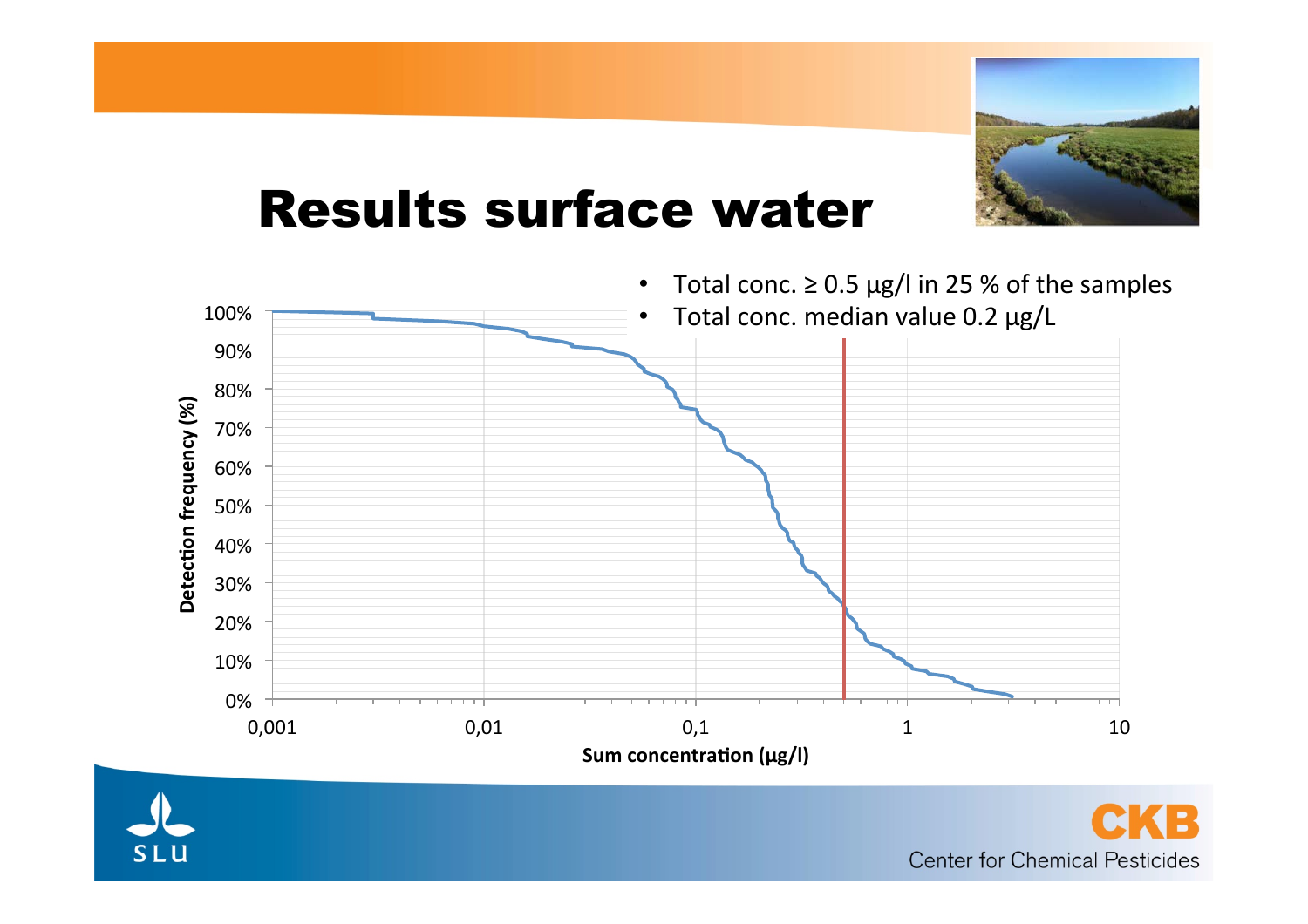# Results surface water

- Total conc. ≥ 0.5 µg/l in 25 % of the samples
- Total conc. median value 0.2 µg/L

Detection frequency (%)

100%
90%
80%
70%
60%
50%
40%
30%
20%
10%
0%

0,001
0,01
0,1
1
10

Sum concentration (µg/l)

CKB
Center for Chemical Pesticides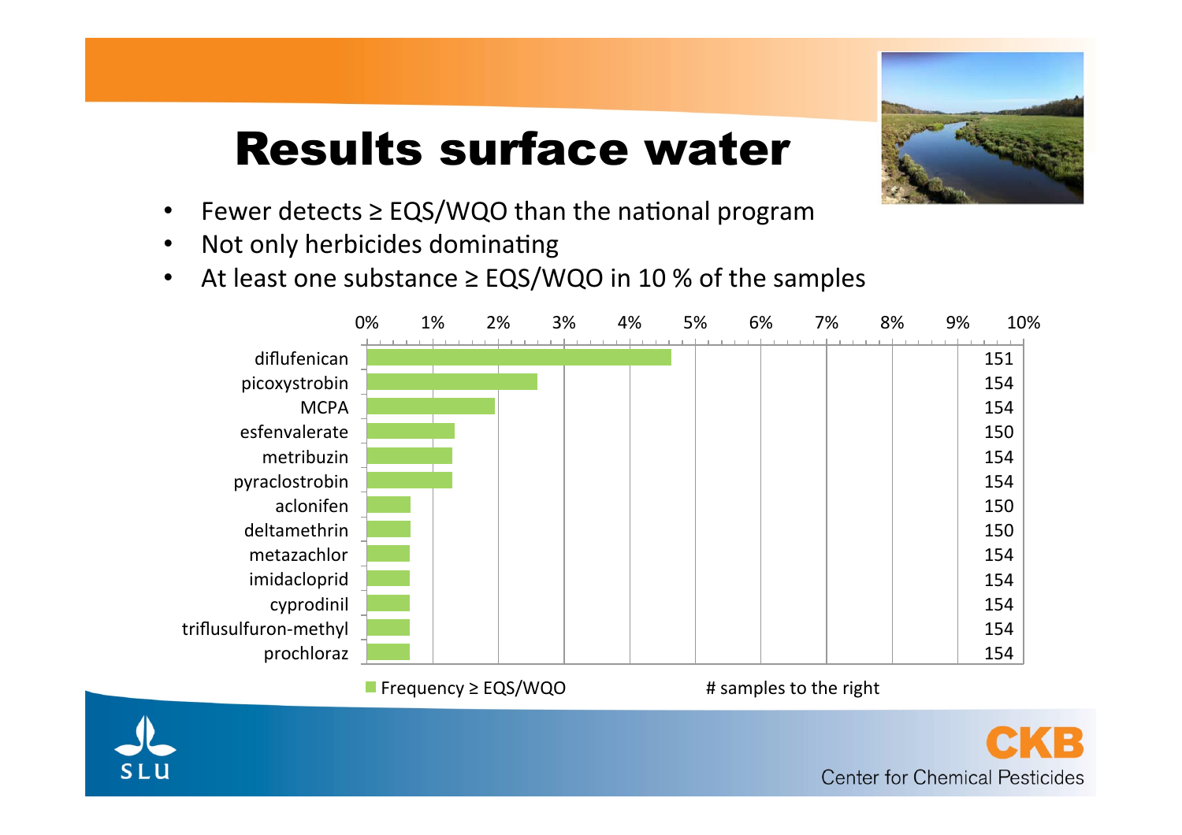# Results surface water

- Fewer detects ≥ EQS/WQO than the national program
- Not only herbicides dominating
- At least one substance ≥ EQS/WQO in 10 % of the samples

0% 1% 2% 3% 4% 5% 6% 7% 8% 9% 10%

diflufenican 151
picoxystrobin 154
MCPA 154
esfenvalerate 150
metribuzin 154
pyraclostrobin 154
aclonifen 150
deltamethrin 150
metazachlor 154
imidacloprid 154
cyprodinil 154
triflusulfuron-methyl 154
prochloraz 154

Frequency ≥ EQS/WQO

# samples to the right

SLU

CKB Center for Chemical Pesticides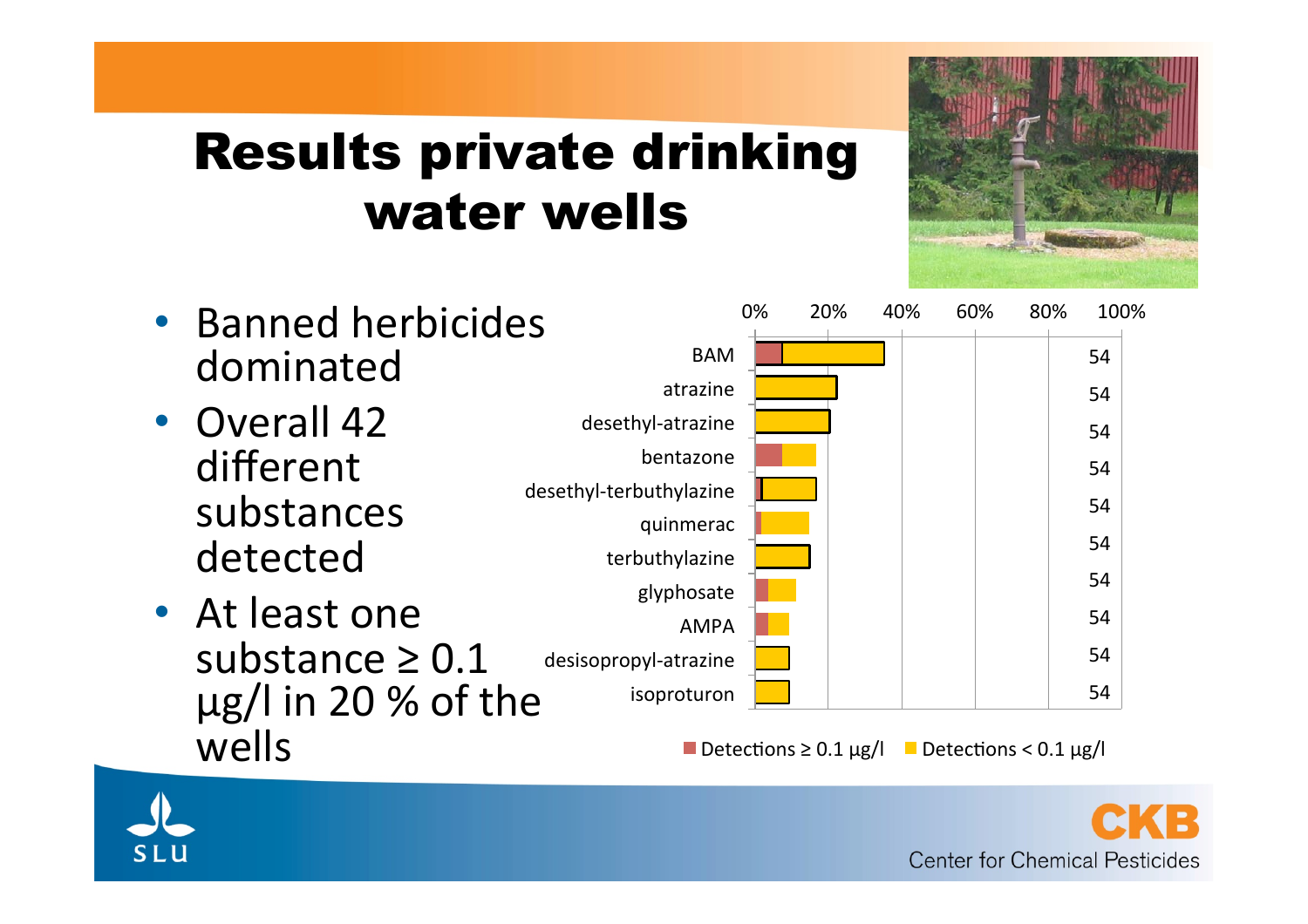# Results private drinking water wells

- Banned herbicides dominated
- Overall 42 different substances detected
- At least one substance ≥ 0.1 µg/l in 20 % of the wells

0% 20% 40% 60% 80% 100%

BAM 54
atrazine 54
desethyl-atrazine 54
bentazone 54
desethyl-terbuthylazine 54
quinmerac 54
terbuthylazine 54
glyphosate 54
AMPA 54
desisopropyl-atrazine 54
isoproturon 54

Detections ≥ 0.1 µg/l    Detections < 0.1 µg/l

CKB
Center for Chemical Pesticides

SLU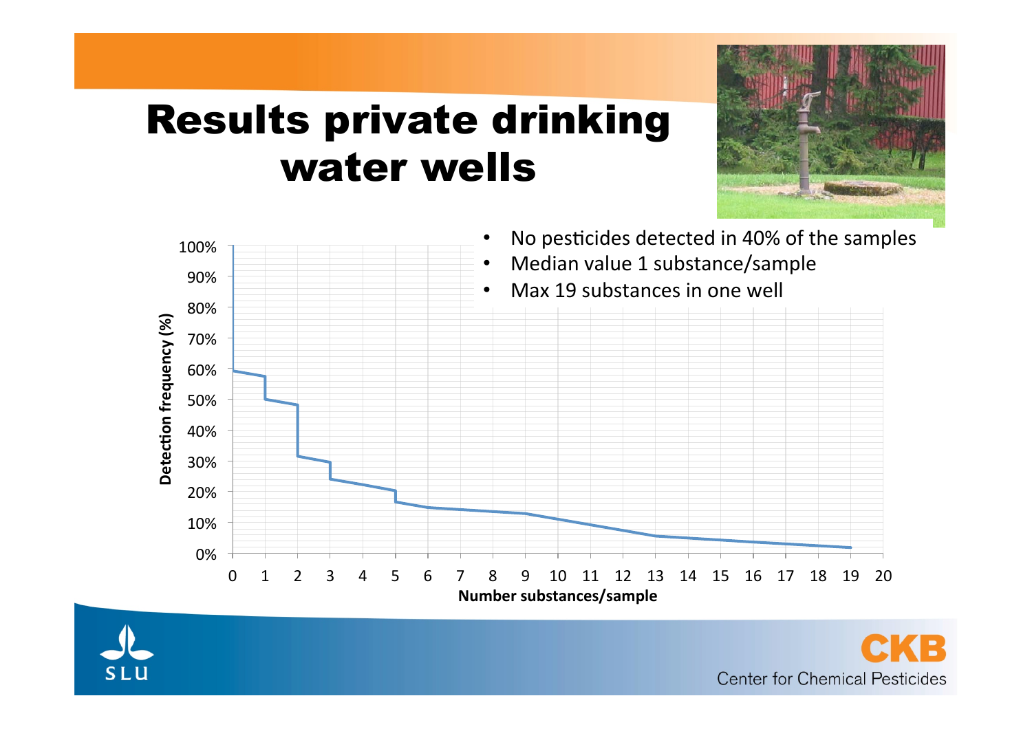# Results private drinking water wells

- No pesticides detected in 40% of the samples
- Median value 1 substance/sample
- Max 19 substances in one well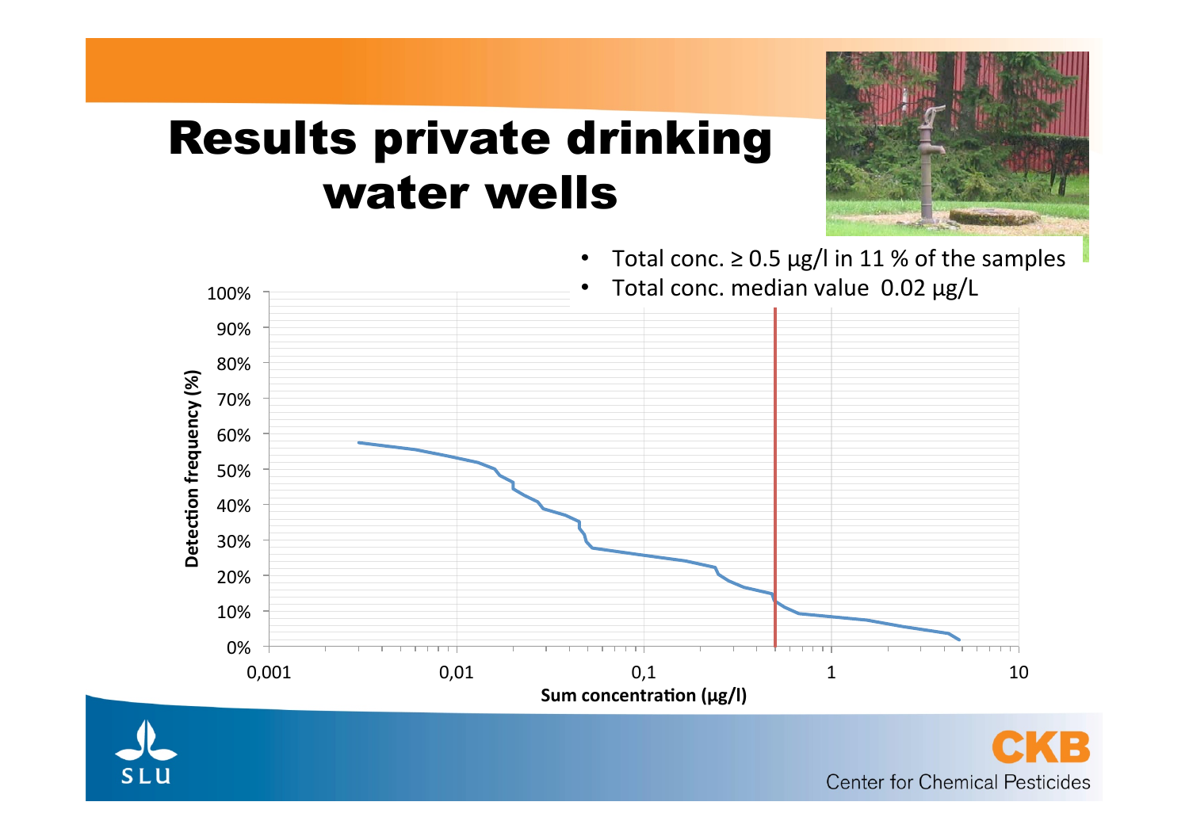# Results private drinking water wells

- Total conc. ≥ 0.5 µg/l in 11 % of the samples
- Total conc. median value 0.02 µg/L

Detection frequency (%)

100%
90%
80%
70%
60%
50%
40%
30%
20%
10%
0%

0,001
0,01
0,1
1
10

Sum concentration (µg/l)

SLU

CKB
Center for Chemical Pesticides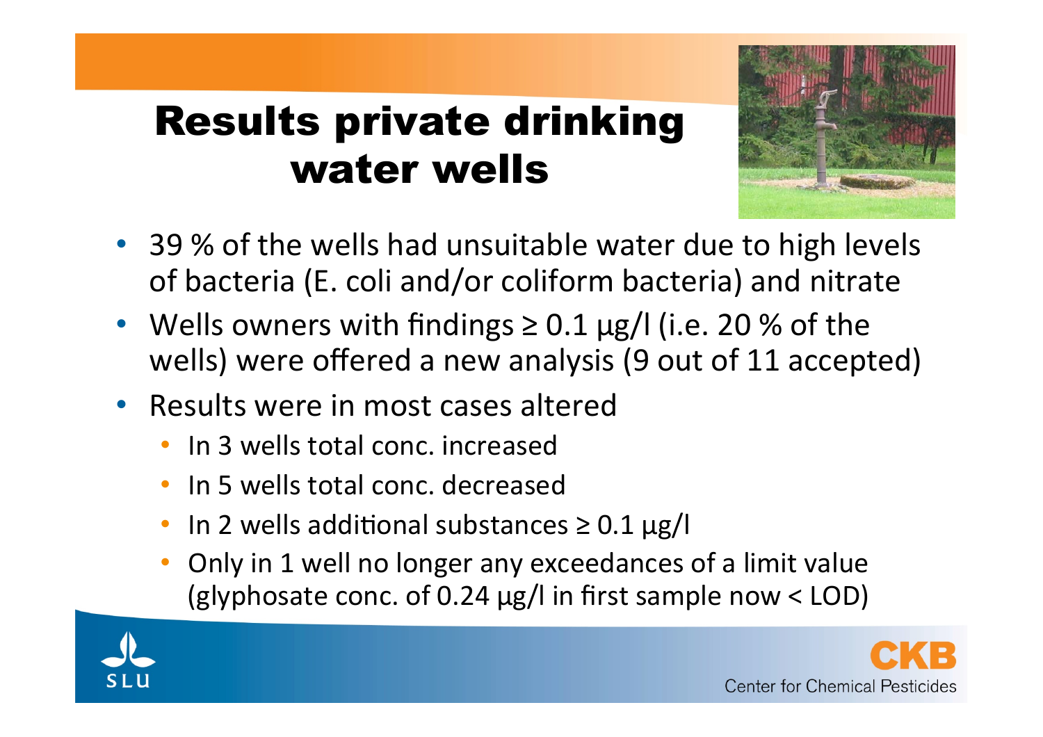# Results private drinking water wells

- 39 % of the wells had unsuitable water due to high levels of bacteria (E. coli and/or coliform bacteria) and nitrate
- Wells owners with findings ≥ 0.1 µg/l (i.e. 20 % of the wells) were offered a new analysis (9 out of 11 accepted)
- Results were in most cases altered
  - In 3 wells total conc. increased
  - In 5 wells total conc. decreased
  - In 2 wells additional substances ≥ 0.1 µg/l
  - Only in 1 well no longer any exceedances of a limit value (glyphosate conc. of 0.24 µg/l in first sample now < LOD)

SLU

CKB
Center for Chemical Pesticides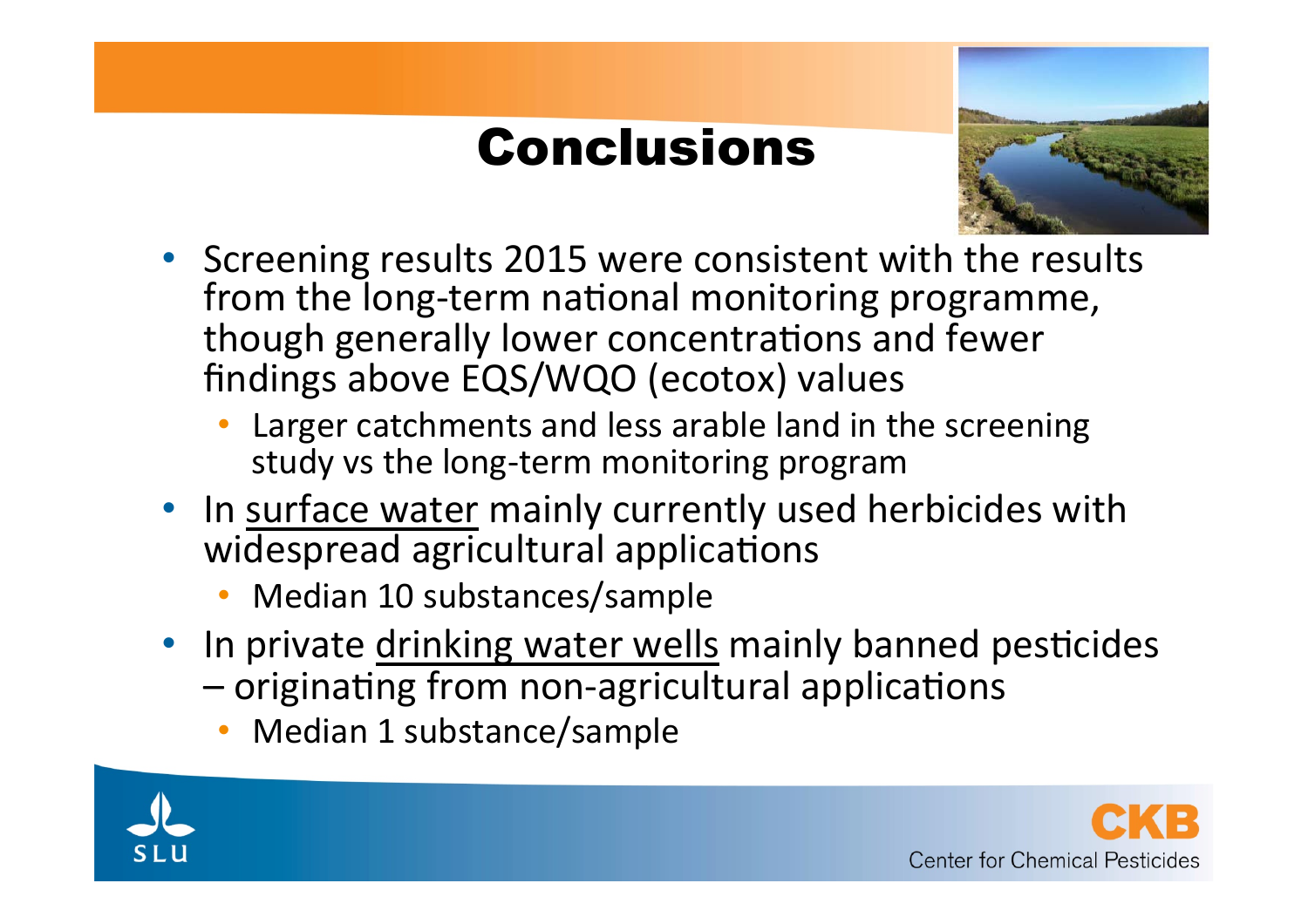# Conclusions

- Screening results 2015 were consistent with the results from the long-term national monitoring programme, though generally lower concentrations and fewer findings above EQS/WQO (ecotox) values
  - Larger catchments and less arable land in the screening study vs the long-term monitoring program
- In surface water mainly currently used herbicides with widespread agricultural applications
  - Median 10 substances/sample
- In private drinking water wells mainly banned pesticides – originating from non-agricultural applications
  - Median 1 substance/sample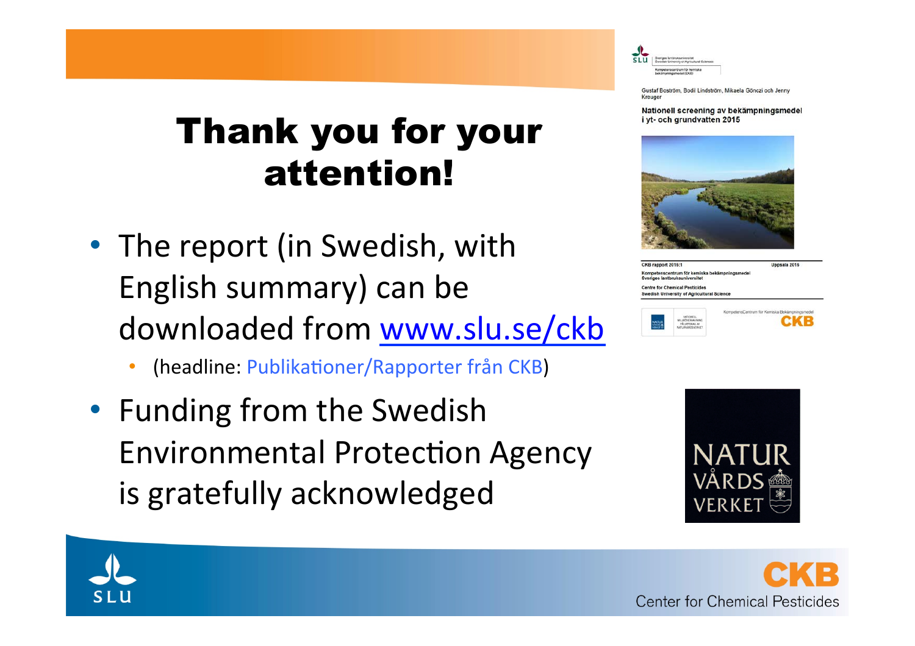# Thank you for your attention!

- The report (in Swedish, with English summary) can be downloaded from [www.slu.se/ckb](http://www.slu.se/ckb)
  - (headline: Publikationer/Rapporter från CKB)
- Funding from the Swedish Environmental Protection Agency is gratefully acknowledged